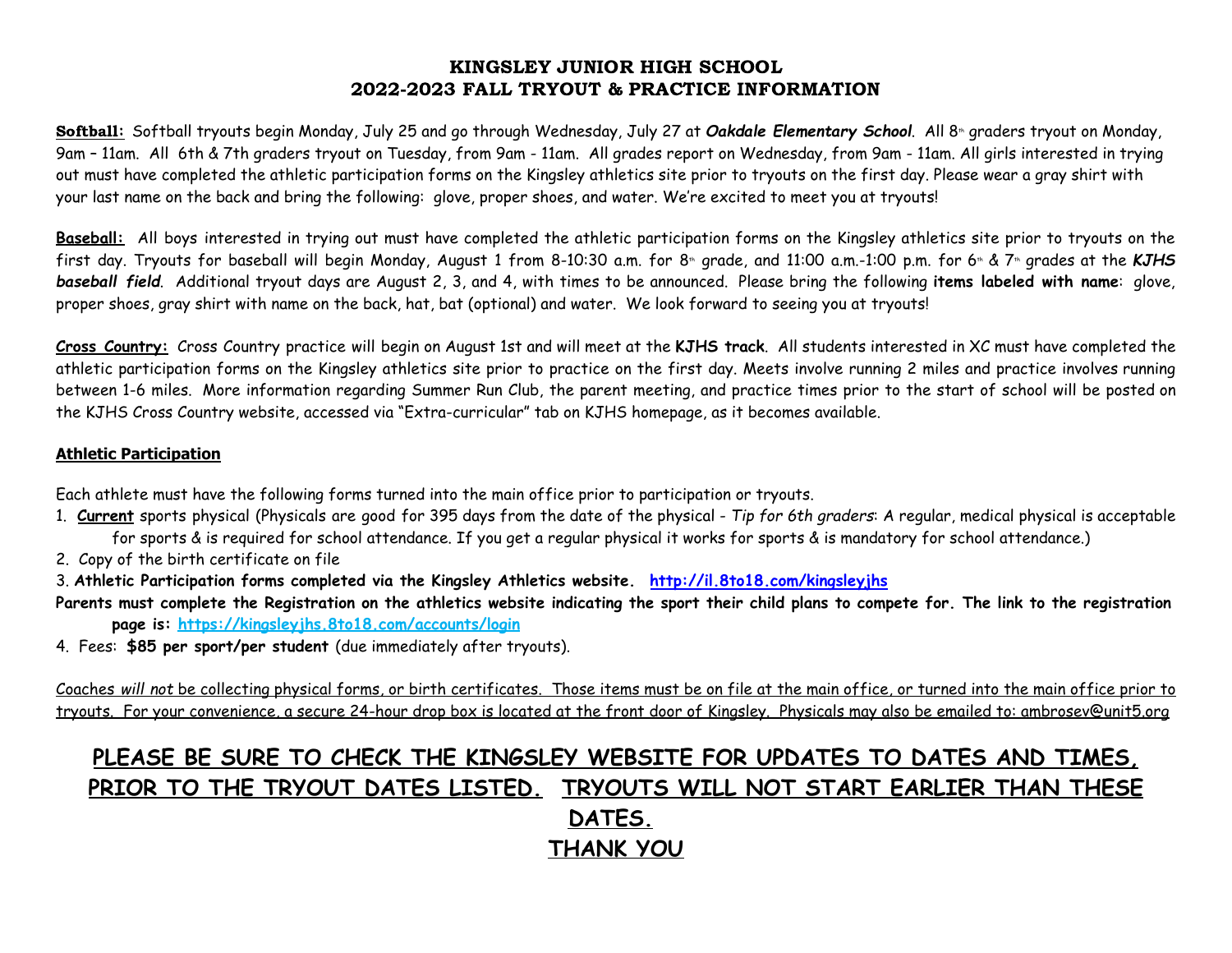# KINGSLEY JUNIOR HIGH SCHOOL
# 2022-2023 FALL TRYOUT & PRACTICE INFORMATION

**Softball:** Softball tryouts begin Monday, July 25 and go through Wednesday, July 27 at ***Oakdale Elementary School***. All 8th graders tryout on Monday, 9am – 11am. All 6th & 7th graders tryout on Tuesday, from 9am - 11am. All grades report on Wednesday, from 9am - 11am. All girls interested in trying out must have completed the athletic participation forms on the Kingsley athletics site prior to tryouts on the first day. Please wear a gray shirt with your last name on the back and bring the following: glove, proper shoes, and water. We're excited to meet you at tryouts!

**Baseball:** All boys interested in trying out must have completed the athletic participation forms on the Kingsley athletics site prior to tryouts on the first day. Tryouts for baseball will begin Monday, August 1 from 8-10:30 a.m. for 8th grade, and 11:00 a.m.-1:00 p.m. for 6th & 7th grades at the ***KJHS baseball field***. Additional tryout days are August 2, 3, and 4, with times to be announced. Please bring the following **items labeled with name**: glove, proper shoes, gray shirt with name on the back, hat, bat (optional) and water. We look forward to seeing you at tryouts!

**Cross Country:** Cross Country practice will begin on August 1st and will meet at the **KJHS track**. All students interested in XC must have completed the athletic participation forms on the Kingsley athletics site prior to practice on the first day. Meets involve running 2 miles and practice involves running between 1-6 miles. More information regarding Summer Run Club, the parent meeting, and practice times prior to the start of school will be posted on the KJHS Cross Country website, accessed via "Extra-curricular" tab on KJHS homepage, as it becomes available.

**Athletic Participation**

Each athlete must have the following forms turned into the main office prior to participation or tryouts.

1. **Current** sports physical (Physicals are good for 395 days from the date of the physical - *Tip for 6th graders*: A regular, medical physical is acceptable for sports & is required for school attendance. If you get a regular physical it works for sports & is mandatory for school attendance.)
2. Copy of the birth certificate on file
3. **Athletic Participation forms completed via the Kingsley Athletics website.** http://il.8to18.com/kingsleyjhs

**Parents must complete the Registration on the athletics website indicating the sport their child plans to compete for. The link to the registration page is:** https://kingsleyjhs.8to18.com/accounts/login

4. Fees: **$85 per sport/per student** (due immediately after tryouts).

Coaches *will not* be collecting physical forms, or birth certificates. Those items must be on file at the main office, or turned into the main office prior to tryouts. For your convenience, a secure 24-hour drop box is located at the front door of Kingsley. Physicals may also be emailed to: ambrosev@unit5.org

## PLEASE BE SURE TO CHECK THE KINGSLEY WEBSITE FOR UPDATES TO DATES AND TIMES, PRIOR TO THE TRYOUT DATES LISTED. TRYOUTS WILL NOT START EARLIER THAN THESE DATES.

## THANK YOU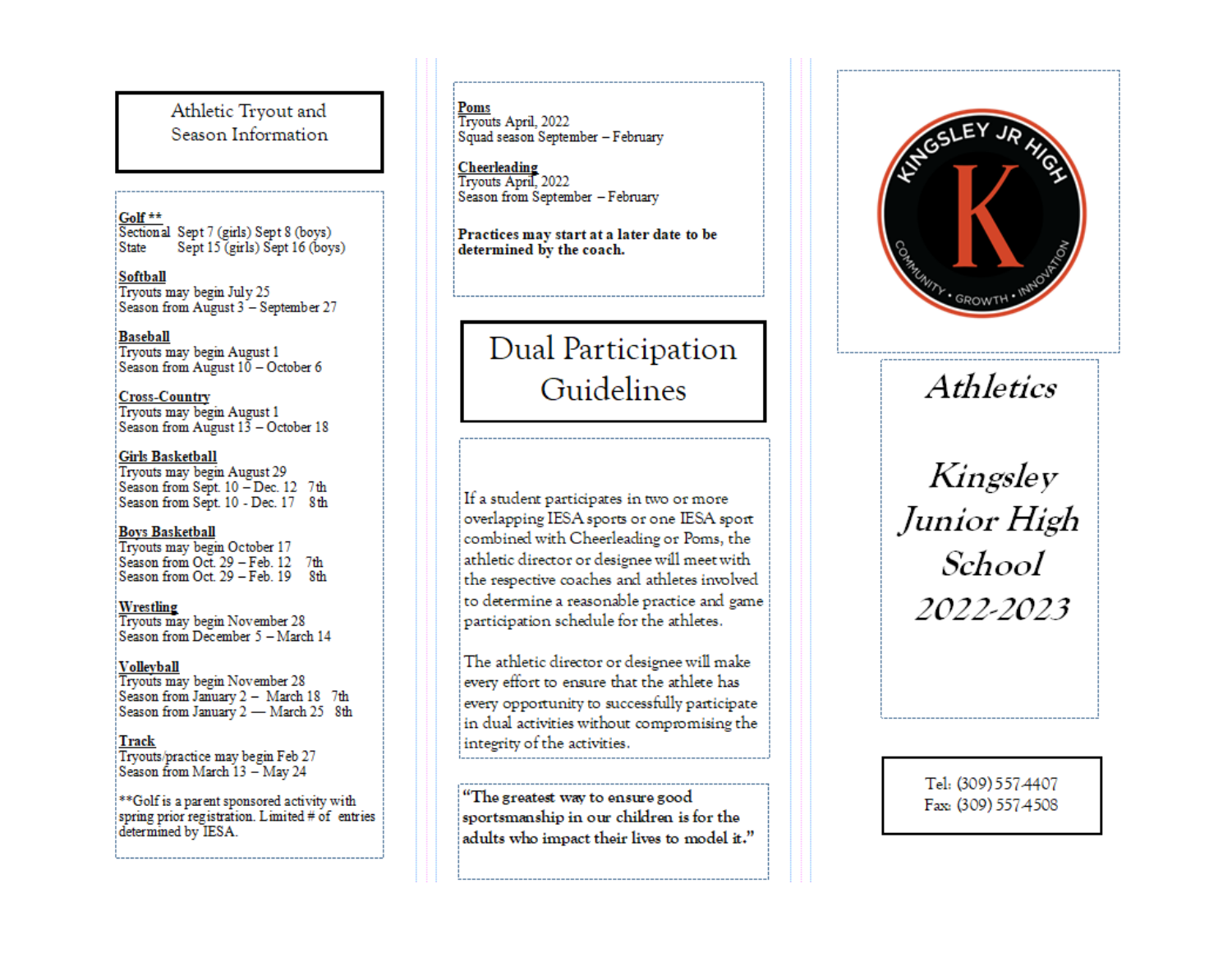## Athletic Tryout and Season Information

**Golf** **

Sectional Sept 7 (girls) Sept 8 (boys)
State Sept 15 (girls) Sept 16 (boys)

**Softball**

Tryouts may begin July 25
Season from August 3 – September 27

**Baseball**

Tryouts may begin August 1
Season from August 10 – October 6

**Cross-Country**

Tryouts may begin August 1
Season from August 13 – October 18

**Girls Basketball**

Tryouts may begin August 29
Season from Sept. 10 – Dec. 12 7th
Season from Sept. 10 - Dec. 17 8th

**Boys Basketball**

Tryouts may begin October 17
Season from Oct. 29 – Feb. 12 7th
Season from Oct. 29 – Feb. 19 8th

**Wrestling**

Tryouts may begin November 28
Season from December 5 – March 14

**Volleyball**

Tryouts may begin November 28
Season from January 2 – March 18 7th
Season from January 2 — March 25 8th

**Track**

Tryouts/practice may begin Feb 27
Season from March 13 – May 24

**Golf is a parent sponsored activity with spring prior registration. Limited # of entries determined by IESA.

**Poms**

Tryouts April, 2022
Squad season September – February

**Cheerleading**

Tryouts April, 2022
Season from September – February

**Practices may start at a later date to be determined by the coach.**

## Dual Participation Guidelines

If a student participates in two or more overlapping IESA sports or one IESA sport combined with Cheerleading or Poms, the athletic director or designee will meet with the respective coaches and athletes involved to determine a reasonable practice and game participation schedule for the athletes.

The athletic director or designee will make every effort to ensure that the athlete has every opportunity to successfully participate in dual activities without compromising the integrity of the activities.

"The greatest way to ensure good sportsmanship in our children is for the adults who impact their lives to model it."

KINGSLEY JR HIGH
K
COMMUNITY • GROWTH • INNOVATION

# Athletics

## Kingsley Junior High School 2022-2023

Tel: (309) 557-4407
Fax: (309) 557-4508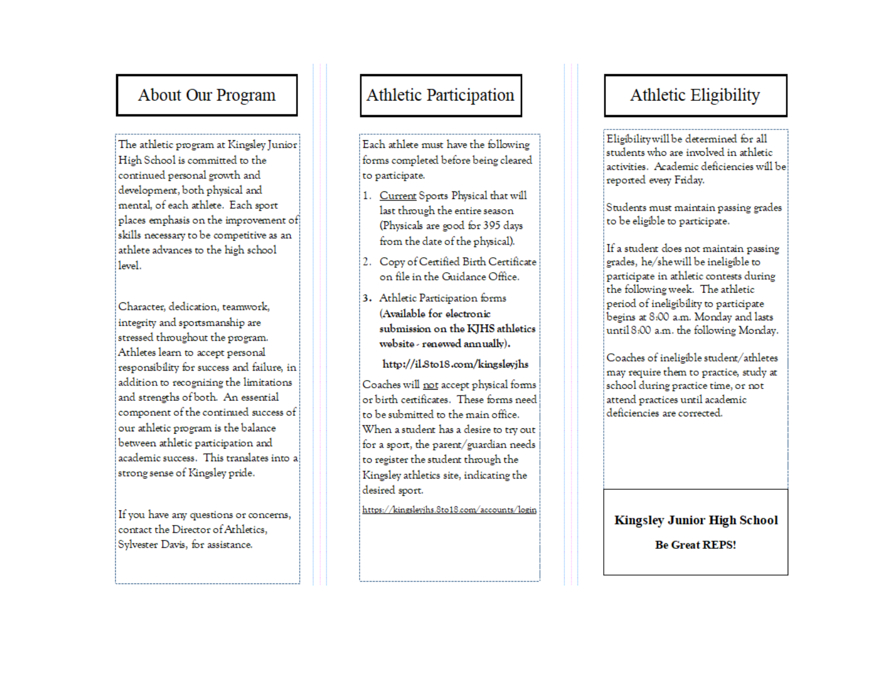## About Our Program

The athletic program at Kingsley Junior High School is committed to the continued personal growth and development, both physical and mental, of each athlete. Each sport places emphasis on the improvement of skills necessary to be competitive as an athlete advances to the high school level.

Character, dedication, teamwork, integrity and sportsmanship are stressed throughout the program. Athletes learn to accept personal responsibility for success and failure, in addition to recognizing the limitations and strengths of both. An essential component of the continued success of our athletic program is the balance between athletic participation and academic success. This translates into a strong sense of Kingsley pride.

If you have any questions or concerns, contact the Director of Athletics, Sylvester Davis, for assistance.

## Athletic Participation

Each athlete must have the following forms completed before being cleared to participate.

1. Current Sports Physical that will last through the entire season (Physicals are good for 395 days from the date of the physical).
2. Copy of Certified Birth Certificate on file in the Guidance Office.
3. **Athletic Participation forms (Available for electronic submission on the KJHS athletics website - renewed annually).**

**http://il.8to18.com/kingsleyjhs**

Coaches will not accept physical forms or birth certificates. These forms need to be submitted to the main office.

When a student has a desire to try out for a sport, the parent/guardian needs to register the student through the Kingsley athletics site, indicating the desired sport.

https://kingsleyjhs.8to18.com/accounts/login

## Athletic Eligibility

Eligibility will be determined for all students who are involved in athletic activities. Academic deficiencies will be reported every Friday.

Students must maintain passing grades to be eligible to participate.

If a student does not maintain passing grades, he/she will be ineligible to participate in athletic contests during the following week. The athletic period of ineligibility to participate begins at 8:00 a.m. Monday and lasts until 8:00 a.m. the following Monday.

Coaches of ineligible student/athletes may require them to practice, study at school during practice time, or not attend practices until academic deficiencies are corrected.

**Kingsley Junior High School**

**Be Great REPS!**